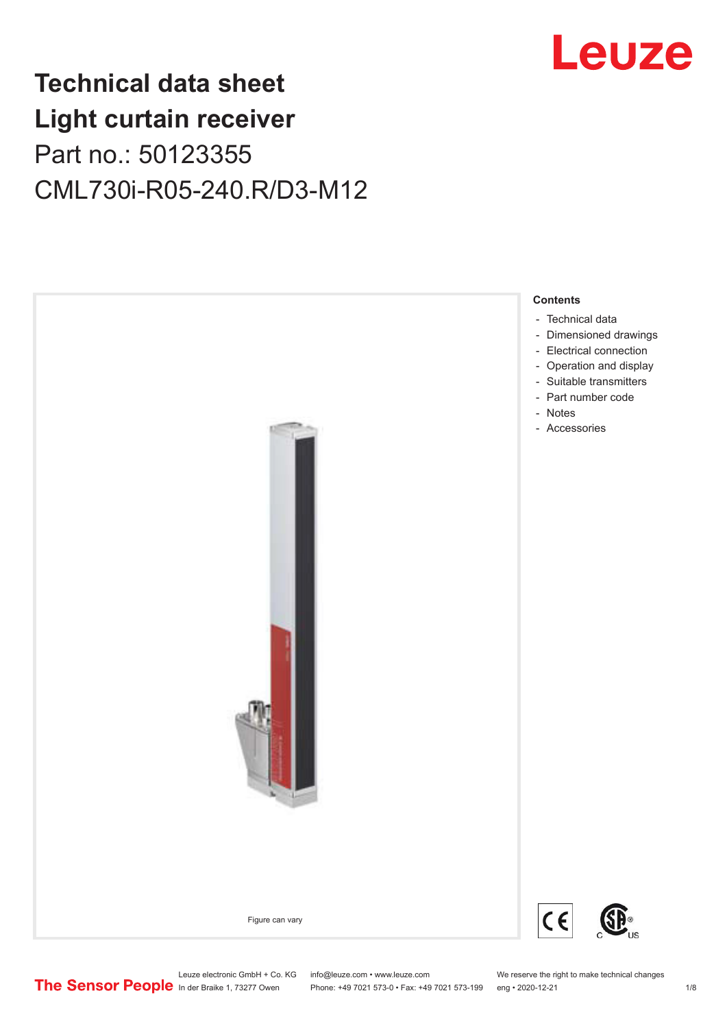# Technical data sheet
# Light curtain receiver

## Part no.: 50123355

## CML730i-R05-240.R/D3-M12

Figure can vary

**Contents**

- Technical data
- Dimensioned drawings
- Electrical connection
- Operation and display
- Suitable transmitters
- Part number code
- Notes
- Accessories

Leuze electronic GmbH + Co. KG
In der Braike 1, 73277 Owen

info@leuze.com • www.leuze.com
Phone: +49 7021 573-0 • Fax: +49 7021 573-199

We reserve the right to make technical changes
eng • 2020-12-21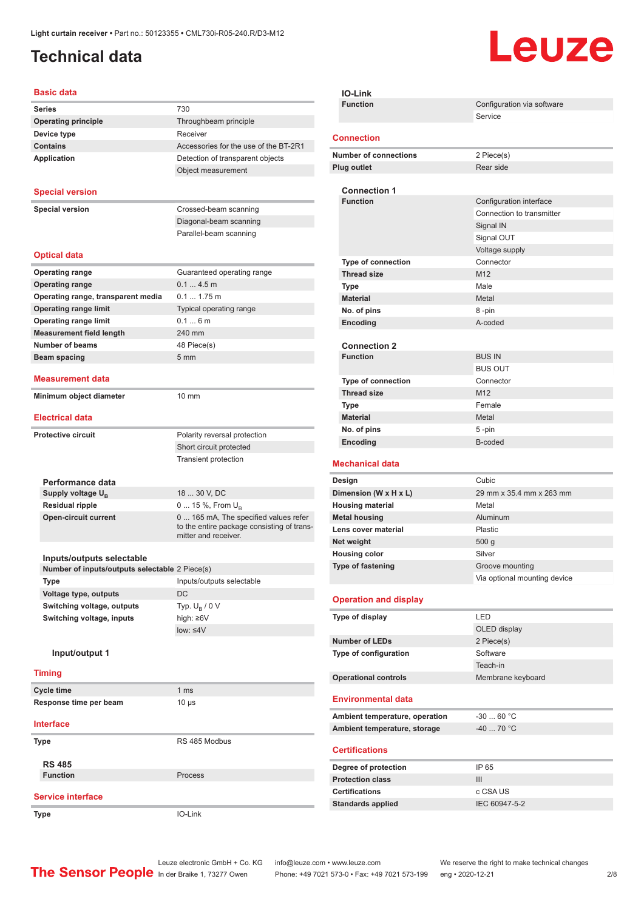Light curtain receiver • Part no.: 50123355 • CML730i-R05-240.R/D3-M12

# Technical data

## Basic data

| | |
|---|---|
| **Series** | 730 |
| **Operating principle** | Throughbeam principle |
| **Device type** | Receiver |
| **Contains** | Accessories for the use of the BT-2R1 |
| **Application** | Detection of transparent objects |
| | Object measurement |

## Special version

| | |
|---|---|
| **Special version** | Crossed-beam scanning |
| | Diagonal-beam scanning |
| | Parallel-beam scanning |

## Optical data

| | |
|---|---|
| **Operating range** | Guaranteed operating range |
| **Operating range** | 0.1 ... 4.5 m |
| **Operating range, transparent media** | 0.1 ... 1.75 m |
| **Operating range limit** | Typical operating range |
| **Operating range limit** | 0.1 ... 6 m |
| **Measurement field length** | 240 mm |
| **Number of beams** | 48 Piece(s) |
| **Beam spacing** | 5 mm |

## Measurement data

| | |
|---|---|
| **Minimum object diameter** | 10 mm |

## Electrical data

| | |
|---|---|
| **Protective circuit** | Polarity reversal protection |
| | Short circuit protected |
| | Transient protection |

### Performance data

| | |
|---|---|
| **Supply voltage $U_B$** | 18 ... 30 V, DC |
| **Residual ripple** | 0 ... 15 %, From $U_B$ |
| **Open-circuit current** | 0 ... 165 mA, The specified values refer to the entire package consisting of transmitter and receiver. |

### Inputs/outputs selectable

| | |
|---|---|
| **Number of inputs/outputs selectable** | 2 Piece(s) |
| **Type** | Inputs/outputs selectable |
| **Voltage type, outputs** | DC |
| **Switching voltage, outputs** | Typ. $U_B$ / 0 V |
| **Switching voltage, inputs** | high: ≥6V |
| | low: ≤4V |

#### Input/output 1

## Timing

| | |
|---|---|
| **Cycle time** | 1 ms |
| **Response time per beam** | 10 µs |

## Interface

| | |
|---|---|
| **Type** | RS 485 Modbus |

### RS 485

| | |
|---|---|
| **Function** | Process |

## Service interface

| | |
|---|---|
| **Type** | IO-Link |

### IO-Link

| | |
|---|---|
| **Function** | Configuration via software |
| | Service |

## Connection

| | |
|---|---|
| **Number of connections** | 2 Piece(s) |
| **Plug outlet** | Rear side |

### Connection 1

| | |
|---|---|
| **Function** | Configuration interface |
| | Connection to transmitter |
| | Signal IN |
| | Signal OUT |
| | Voltage supply |
| **Type of connection** | Connector |
| **Thread size** | M12 |
| **Type** | Male |
| **Material** | Metal |
| **No. of pins** | 8 -pin |
| **Encoding** | A-coded |

### Connection 2

| | |
|---|---|
| **Function** | BUS IN |
| | BUS OUT |
| **Type of connection** | Connector |
| **Thread size** | M12 |
| **Type** | Female |
| **Material** | Metal |
| **No. of pins** | 5 -pin |
| **Encoding** | B-coded |

## Mechanical data

| | |
|---|---|
| **Design** | Cubic |
| **Dimension (W x H x L)** | 29 mm x 35.4 mm x 263 mm |
| **Housing material** | Metal |
| **Metal housing** | Aluminum |
| **Lens cover material** | Plastic |
| **Net weight** | 500 g |
| **Housing color** | Silver |
| **Type of fastening** | Groove mounting |
| | Via optional mounting device |

## Operation and display

| | |
|---|---|
| **Type of display** | LED |
| | OLED display |
| **Number of LEDs** | 2 Piece(s) |
| **Type of configuration** | Software |
| | Teach-in |
| **Operational controls** | Membrane keyboard |

## Environmental data

| | |
|---|---|
| **Ambient temperature, operation** | -30 ... 60 °C |
| **Ambient temperature, storage** | -40 ... 70 °C |

## Certifications

| | |
|---|---|
| **Degree of protection** | IP 65 |
| **Protection class** | III |
| **Certifications** | c CSA US |
| **Standards applied** | IEC 60947-5-2 |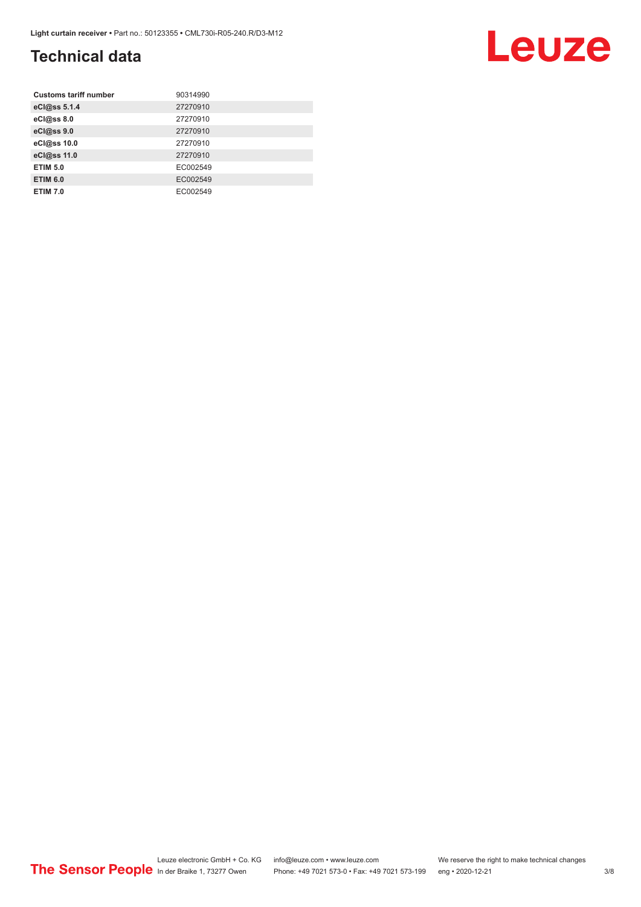## Technical data

| Customs tariff number | 90314990 |
| --- | --- |
| eCl@ss 5.1.4 | 27270910 |
| eCl@ss 8.0 | 27270910 |
| eCl@ss 9.0 | 27270910 |
| eCl@ss 10.0 | 27270910 |
| eCl@ss 11.0 | 27270910 |
| ETIM 5.0 | EC002549 |
| ETIM 6.0 | EC002549 |
| ETIM 7.0 | EC002549 |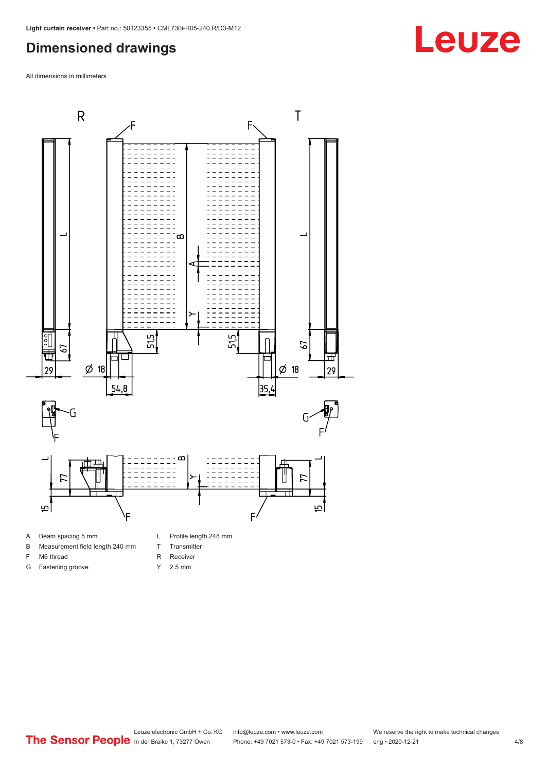## Dimensioned drawings

All dimensions in millimeters

A Beam spacing 5 mm

B Measurement field length 240 mm

F M6 thread

G Fastening groove

L Profile length 248 mm

T Transmitter

R Receiver

Y 2.5 mm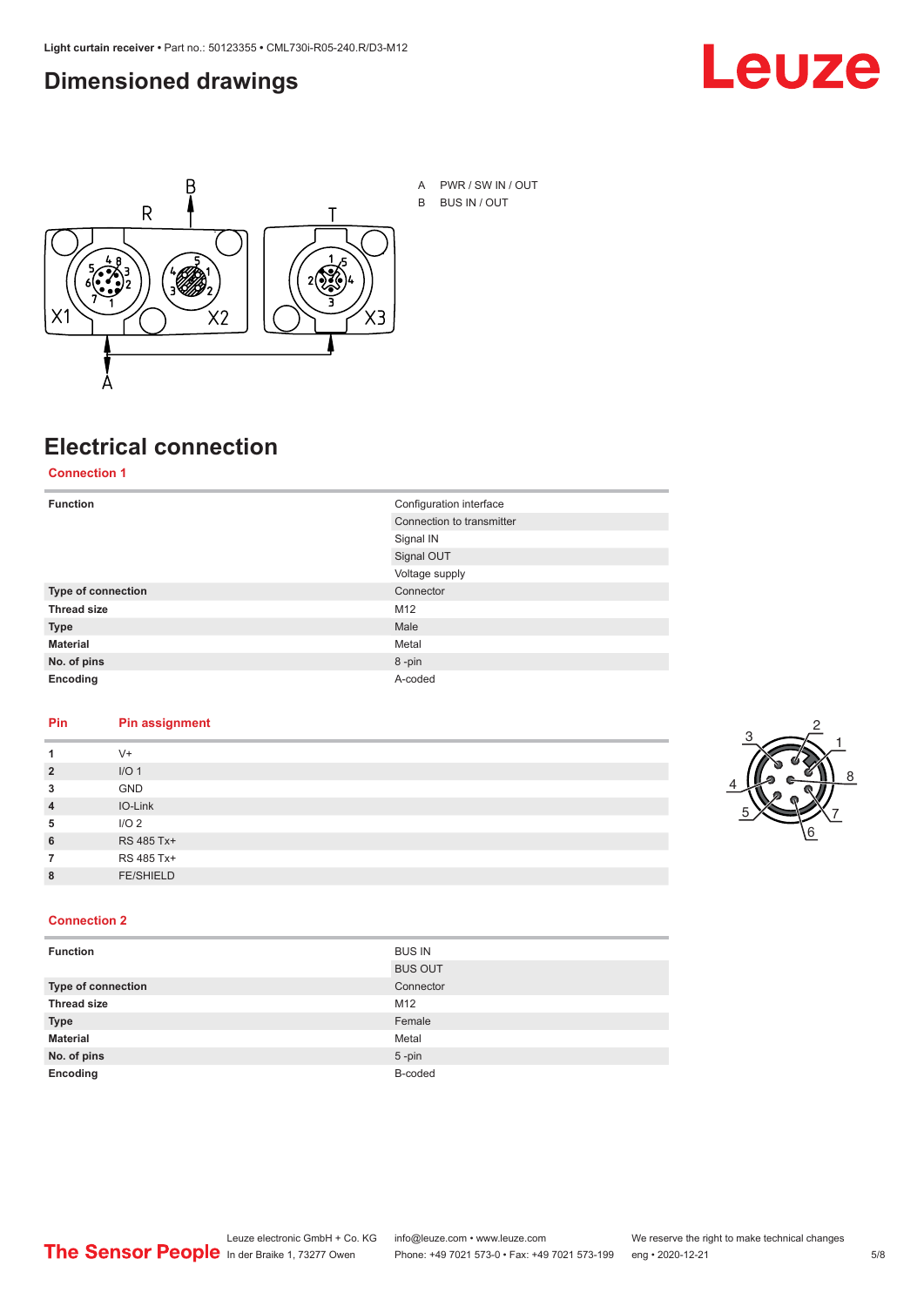## Dimensioned drawings

A PWR / SW IN / OUT

B BUS IN / OUT

## Electrical connection

### Connection 1

| Function | Configuration interface |
| --- | --- |
| | Connection to transmitter |
| | Signal IN |
| | Signal OUT |
| | Voltage supply |
| **Type of connection** | Connector |
| **Thread size** | M12 |
| **Type** | Male |
| **Material** | Metal |
| **No. of pins** | 8 -pin |
| **Encoding** | A-coded |

| Pin | Pin assignment |
| --- | --- |
| 1 | V+ |
| 2 | I/O 1 |
| 3 | GND |
| 4 | IO-Link |
| 5 | I/O 2 |
| 6 | RS 485 Tx+ |
| 7 | RS 485 Tx+ |
| 8 | FE/SHIELD |

### Connection 2

| Function | BUS IN |
| --- | --- |
| | BUS OUT |
| **Type of connection** | Connector |
| **Thread size** | M12 |
| **Type** | Female |
| **Material** | Metal |
| **No. of pins** | 5 -pin |
| **Encoding** | B-coded |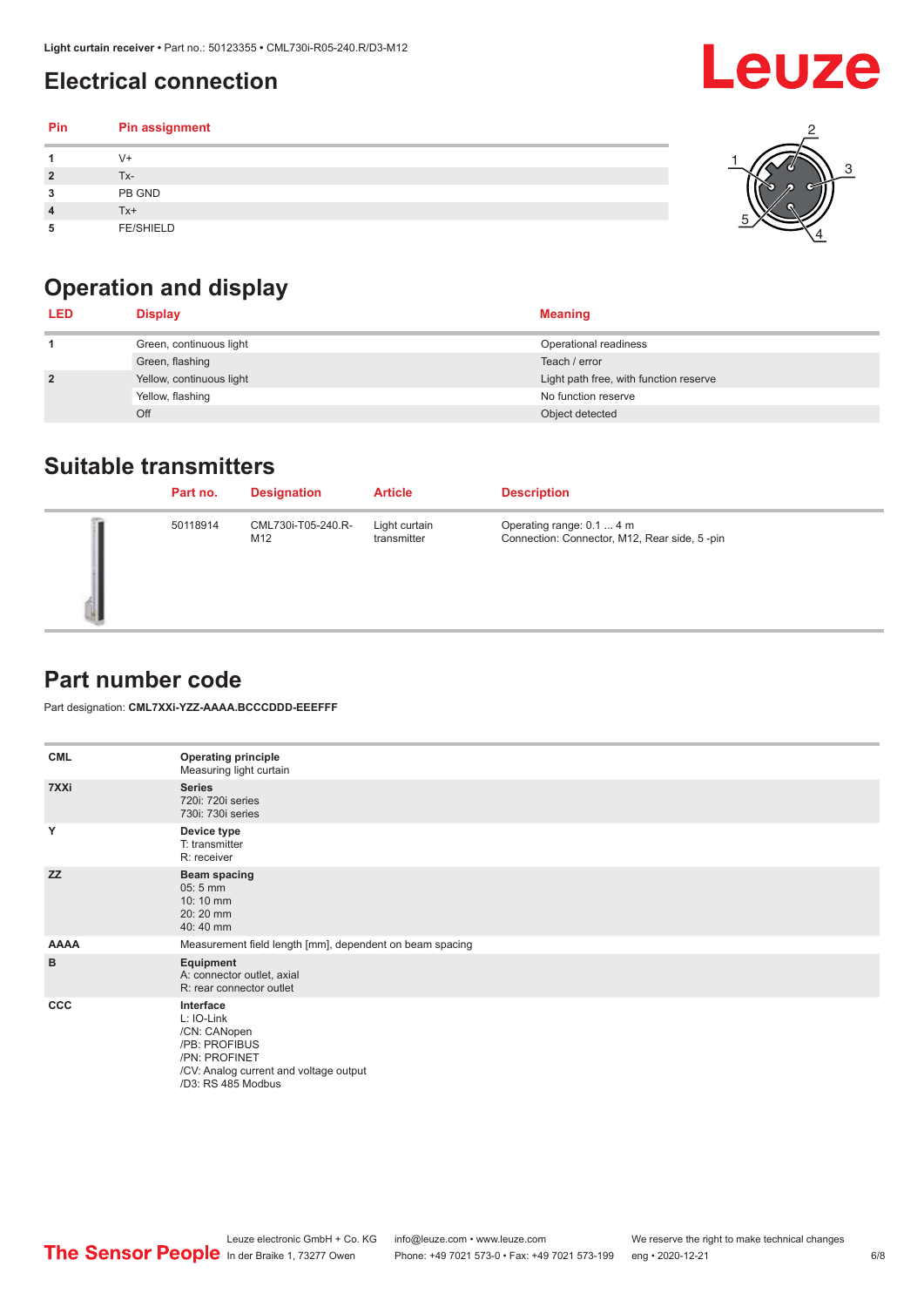# Electrical connection

| Pin | Pin assignment |
|---|---|
| 1 | V+ |
| 2 | Tx- |
| 3 | PB GND |
| 4 | Tx+ |
| 5 | FE/SHIELD |

# Operation and display

| LED | Display | Meaning |
|---|---|---|
| 1 | Green, continuous light | Operational readiness |
| | Green, flashing | Teach / error |
| 2 | Yellow, continuous light | Light path free, with function reserve |
| | Yellow, flashing | No function reserve |
| | Off | Object detected |

# Suitable transmitters

| Part no. | Designation | Article | Description |
|---|---|---|---|
| 50118914 | CML730i-T05-240.R-M12 | Light curtain transmitter | Operating range: 0.1 ... 4 m<br>Connection: Connector, M12, Rear side, 5 -pin |

# Part number code

Part designation: **CML7XXi-YZZ-AAAA.BCCCDDD-EEEFFF**

| | |
|---|---|
| **CML** | **Operating principle**<br>Measuring light curtain |
| **7XXi** | **Series**<br>720i: 720i series<br>730i: 730i series |
| **Y** | **Device type**<br>T: transmitter<br>R: receiver |
| **ZZ** | **Beam spacing**<br>05: 5 mm<br>10: 10 mm<br>20: 20 mm<br>40: 40 mm |
| **AAAA** | Measurement field length [mm], dependent on beam spacing |
| **B** | **Equipment**<br>A: connector outlet, axial<br>R: rear connector outlet |
| **CCC** | **Interface**<br>L: IO-Link<br>/CN: CANopen<br>/PB: PROFIBUS<br>/PN: PROFINET<br>/CV: Analog current and voltage output<br>/D3: RS 485 Modbus |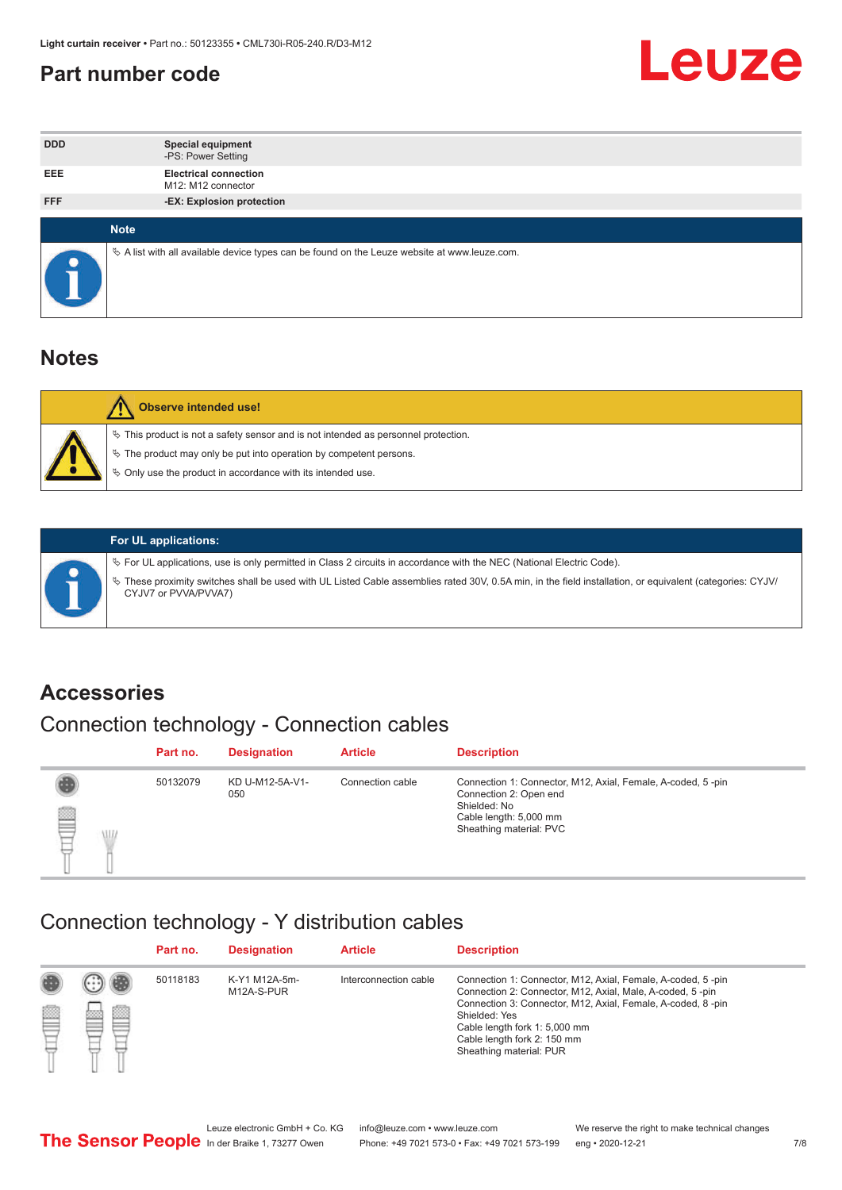## Part number code

| | |
|---|---|
| DDD | **Special equipment**<br>-PS: Power Setting |
| EEE | **Electrical connection**<br>M12: M12 connector |
| FFF | **-EX: Explosion protection** |

**Note**

- A list with all available device types can be found on the Leuze website at www.leuze.com.

## Notes

**Observe intended use!**

- This product is not a safety sensor and is not intended as personnel protection.
- The product may only be put into operation by competent persons.
- Only use the product in accordance with its intended use.

**For UL applications:**

- For UL applications, use is only permitted in Class 2 circuits in accordance with the NEC (National Electric Code).
- These proximity switches shall be used with UL Listed Cable assemblies rated 30V, 0.5A min, in the field installation, or equivalent (categories: CYJV/CYJV7 or PVVA/PVVA7)

## Accessories

### Connection technology - Connection cables

| Part no. | Designation | Article | Description |
|---|---|---|---|
| 50132079 | KD U-M12-5A-V1-050 | Connection cable | Connection 1: Connector, M12, Axial, Female, A-coded, 5 -pin<br>Connection 2: Open end<br>Shielded: No<br>Cable length: 5,000 mm<br>Sheathing material: PVC |

### Connection technology - Y distribution cables

| Part no. | Designation | Article | Description |
|---|---|---|---|
| 50118183 | K-Y1 M12A-5m-M12A-S-PUR | Interconnection cable | Connection 1: Connector, M12, Axial, Female, A-coded, 5 -pin<br>Connection 2: Connector, M12, Axial, Male, A-coded, 5 -pin<br>Connection 3: Connector, M12, Axial, Female, A-coded, 8 -pin<br>Shielded: Yes<br>Cable length fork 1: 5,000 mm<br>Cable length fork 2: 150 mm<br>Sheathing material: PUR |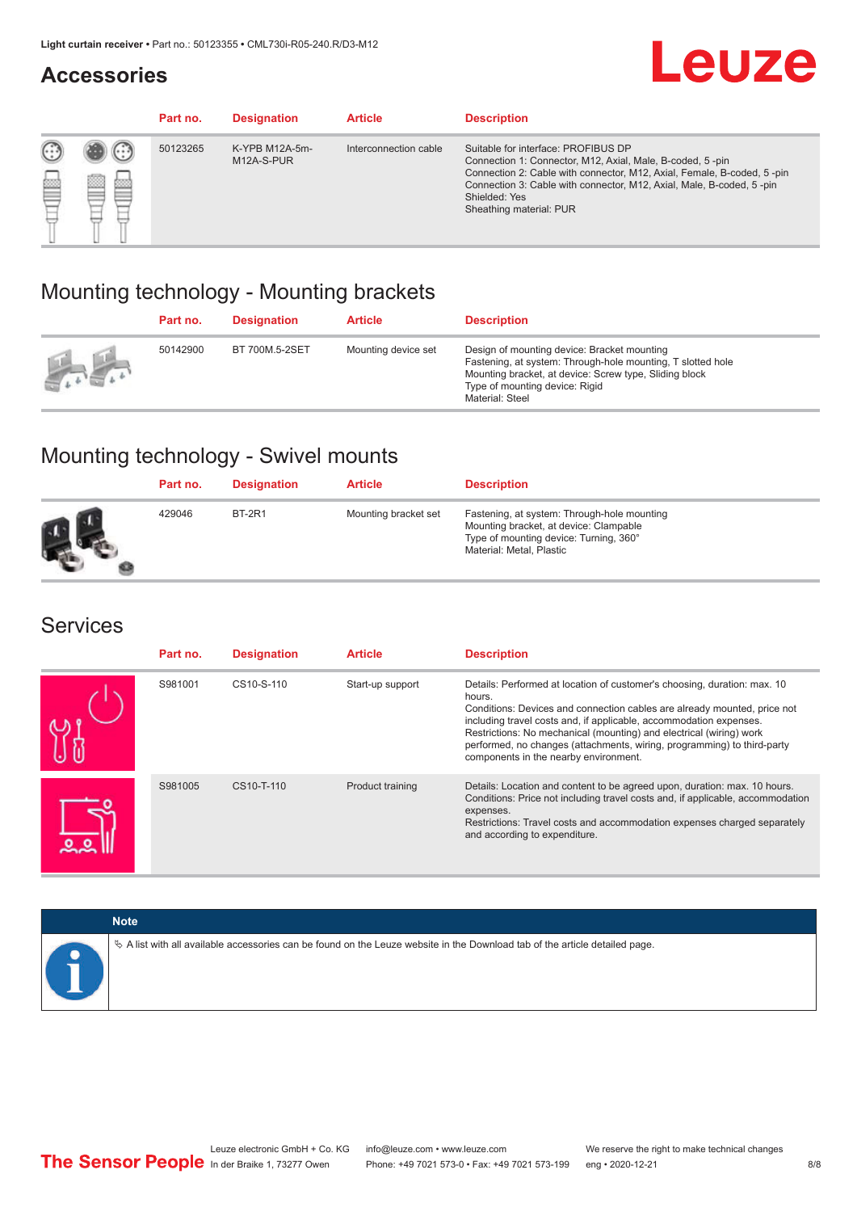## Accessories

| Part no. | Designation | Article | Description |
| --- | --- | --- | --- |
| 50123265 | K-YPB M12A-5m-M12A-S-PUR | Interconnection cable | Suitable for interface: PROFIBUS DP<br>Connection 1: Connector, M12, Axial, Male, B-coded, 5 -pin<br>Connection 2: Cable with connector, M12, Axial, Female, B-coded, 5 -pin<br>Connection 3: Cable with connector, M12, Axial, Male, B-coded, 5 -pin<br>Shielded: Yes<br>Sheathing material: PUR |

## Mounting technology - Mounting brackets

| Part no. | Designation | Article | Description |
| --- | --- | --- | --- |
| 50142900 | BT 700M.5-2SET | Mounting device set | Design of mounting device: Bracket mounting<br>Fastening, at system: Through-hole mounting, T slotted hole<br>Mounting bracket, at device: Screw type, Sliding block<br>Type of mounting device: Rigid<br>Material: Steel |

## Mounting technology - Swivel mounts

| Part no. | Designation | Article | Description |
| --- | --- | --- | --- |
| 429046 | BT-2R1 | Mounting bracket set | Fastening, at system: Through-hole mounting<br>Mounting bracket, at device: Clampable<br>Type of mounting device: Turning, 360°<br>Material: Metal, Plastic |

## Services

| Part no. | Designation | Article | Description |
| --- | --- | --- | --- |
| S981001 | CS10-S-110 | Start-up support | Details: Performed at location of customer's choosing, duration: max. 10 hours.<br>Conditions: Devices and connection cables are already mounted, price not including travel costs and, if applicable, accommodation expenses.<br>Restrictions: No mechanical (mounting) and electrical (wiring) work performed, no changes (attachments, wiring, programming) to third-party components in the nearby environment. |
| S981005 | CS10-T-110 | Product training | Details: Location and content to be agreed upon, duration: max. 10 hours.<br>Conditions: Price not including travel costs and, if applicable, accommodation expenses.<br>Restrictions: Travel costs and accommodation expenses charged separately and according to expenditure. |

**Note**

✎ A list with all available accessories can be found on the Leuze website in the Download tab of the article detailed page.